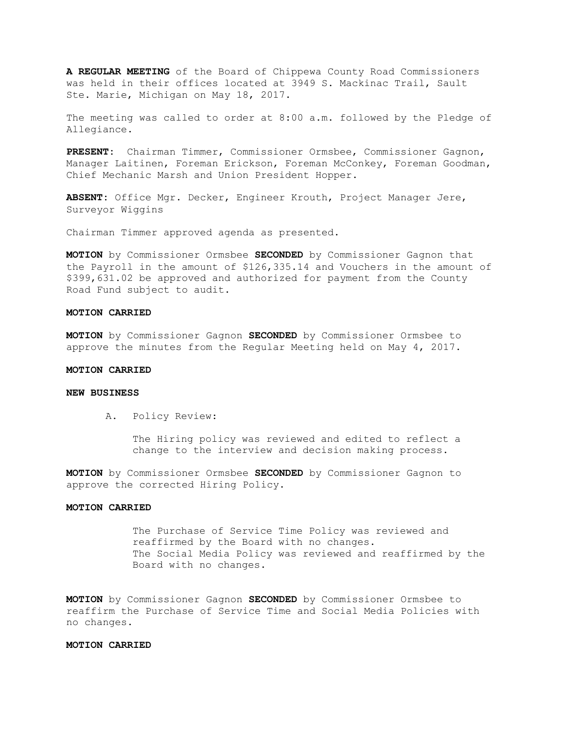**A REGULAR MEETING** of the Board of Chippewa County Road Commissioners was held in their offices located at 3949 S. Mackinac Trail, Sault Ste. Marie, Michigan on May 18, 2017.

The meeting was called to order at 8:00 a.m. followed by the Pledge of Allegiance.

**PRESENT**: Chairman Timmer, Commissioner Ormsbee, Commissioner Gagnon, Manager Laitinen, Foreman Erickson, Foreman McConkey, Foreman Goodman, Chief Mechanic Marsh and Union President Hopper.

**ABSENT**: Office Mgr. Decker, Engineer Krouth, Project Manager Jere, Surveyor Wiggins

Chairman Timmer approved agenda as presented.

**MOTION** by Commissioner Ormsbee **SECONDED** by Commissioner Gagnon that the Payroll in the amount of $126,335.14 and Vouchers in the amount of $399,631.02 be approved and authorized for payment from the County Road Fund subject to audit.

**MOTION CARRIED**

**MOTION** by Commissioner Gagnon **SECONDED** by Commissioner Ormsbee to approve the minutes from the Regular Meeting held on May 4, 2017.

**MOTION CARRIED**

**NEW BUSINESS**

A. Policy Review:

The Hiring policy was reviewed and edited to reflect a change to the interview and decision making process.

**MOTION** by Commissioner Ormsbee **SECONDED** by Commissioner Gagnon to approve the corrected Hiring Policy.

**MOTION CARRIED**

The Purchase of Service Time Policy was reviewed and reaffirmed by the Board with no changes.
The Social Media Policy was reviewed and reaffirmed by the Board with no changes.

**MOTION** by Commissioner Gagnon **SECONDED** by Commissioner Ormsbee to reaffirm the Purchase of Service Time and Social Media Policies with no changes.

**MOTION CARRIED**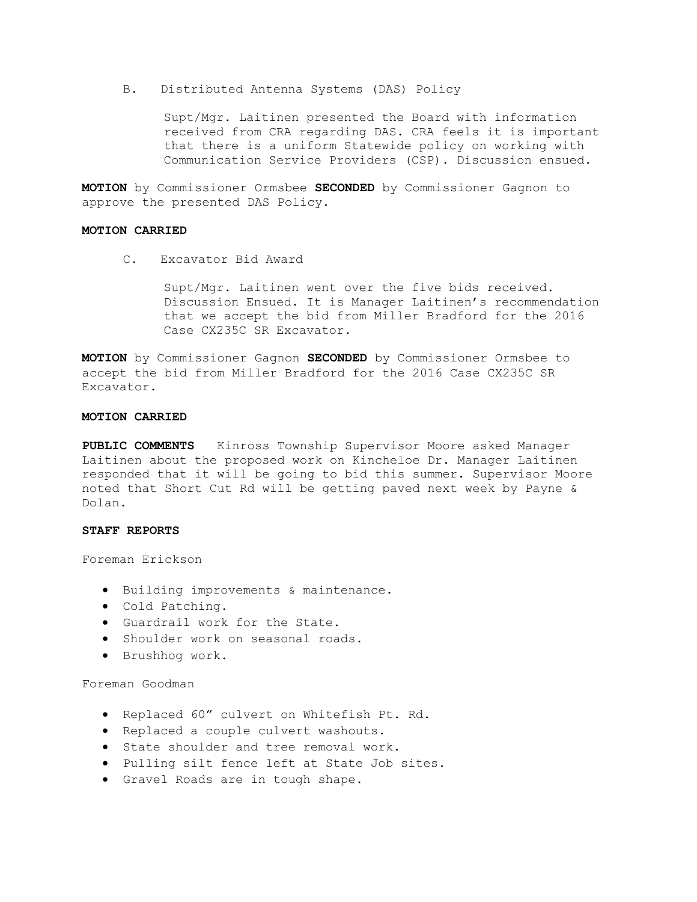B. Distributed Antenna Systems (DAS) Policy

Supt/Mgr. Laitinen presented the Board with information received from CRA regarding DAS. CRA feels it is important that there is a uniform Statewide policy on working with Communication Service Providers (CSP). Discussion ensued.

**MOTION** by Commissioner Ormsbee **SECONDED** by Commissioner Gagnon to approve the presented DAS Policy.

**MOTION CARRIED**

C. Excavator Bid Award

Supt/Mgr. Laitinen went over the five bids received. Discussion Ensued. It is Manager Laitinen's recommendation that we accept the bid from Miller Bradford for the 2016 Case CX235C SR Excavator.

**MOTION** by Commissioner Gagnon **SECONDED** by Commissioner Ormsbee to accept the bid from Miller Bradford for the 2016 Case CX235C SR Excavator.

**MOTION CARRIED**

**PUBLIC COMMENTS** Kinross Township Supervisor Moore asked Manager Laitinen about the proposed work on Kincheloe Dr. Manager Laitinen responded that it will be going to bid this summer. Supervisor Moore noted that Short Cut Rd will be getting paved next week by Payne & Dolan.

**STAFF REPORTS**

Foreman Erickson

- Building improvements & maintenance.
- Cold Patching.
- Guardrail work for the State.
- Shoulder work on seasonal roads.
- Brushhog work.

Foreman Goodman

- Replaced 60" culvert on Whitefish Pt. Rd.
- Replaced a couple culvert washouts.
- State shoulder and tree removal work.
- Pulling silt fence left at State Job sites.
- Gravel Roads are in tough shape.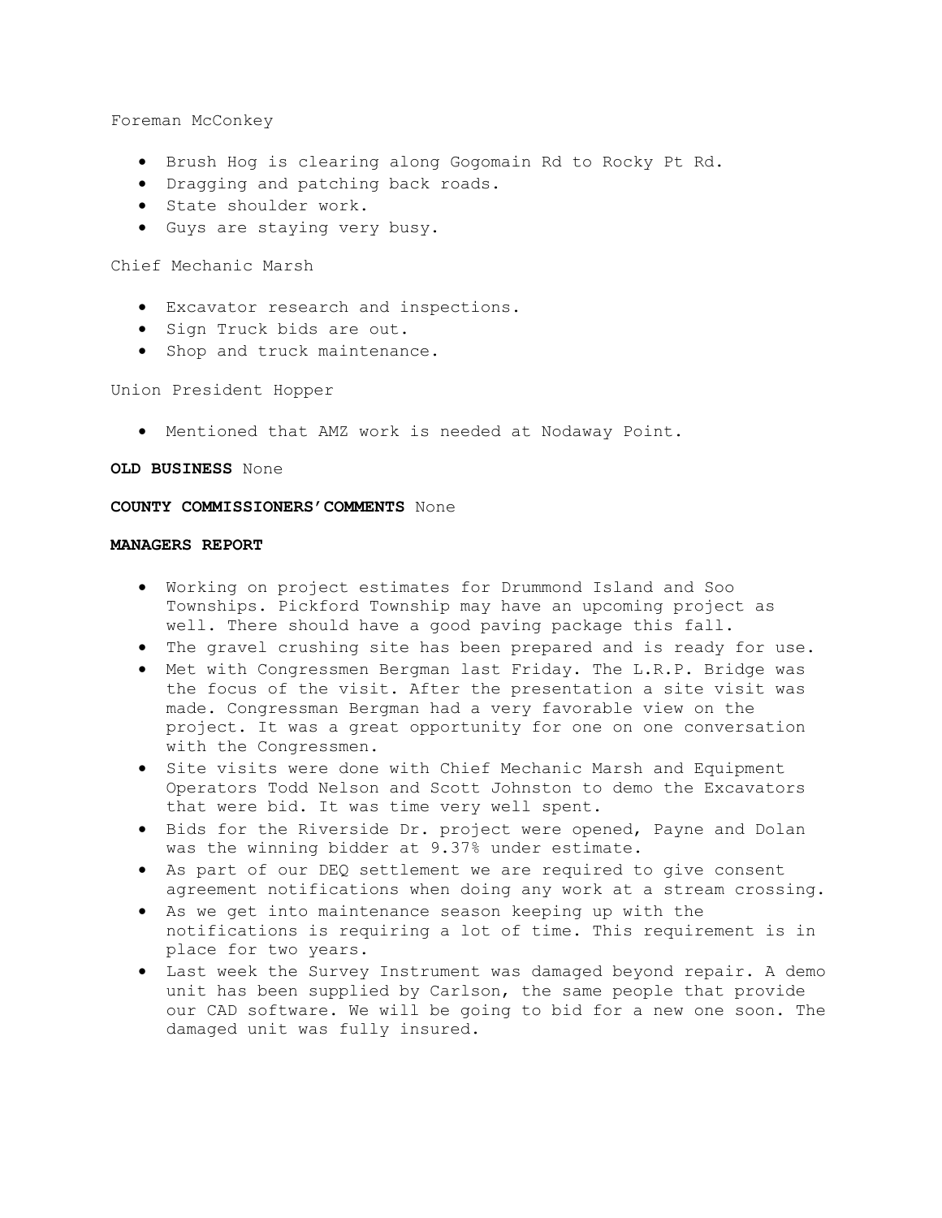Foreman McConkey

- Brush Hog is clearing along Gogomain Rd to Rocky Pt Rd.
- Dragging and patching back roads.
- State shoulder work.
- Guys are staying very busy.

Chief Mechanic Marsh

- Excavator research and inspections.
- Sign Truck bids are out.
- Shop and truck maintenance.

Union President Hopper

- Mentioned that AMZ work is needed at Nodaway Point.

**OLD BUSINESS** None

**COUNTY COMMISSIONERS'COMMENTS** None

**MANAGERS REPORT**

- Working on project estimates for Drummond Island and Soo Townships. Pickford Township may have an upcoming project as well. There should have a good paving package this fall.
- The gravel crushing site has been prepared and is ready for use.
- Met with Congressmen Bergman last Friday. The L.R.P. Bridge was the focus of the visit. After the presentation a site visit was made. Congressman Bergman had a very favorable view on the project. It was a great opportunity for one on one conversation with the Congressmen.
- Site visits were done with Chief Mechanic Marsh and Equipment Operators Todd Nelson and Scott Johnston to demo the Excavators that were bid. It was time very well spent.
- Bids for the Riverside Dr. project were opened, Payne and Dolan was the winning bidder at 9.37% under estimate.
- As part of our DEQ settlement we are required to give consent agreement notifications when doing any work at a stream crossing.
- As we get into maintenance season keeping up with the notifications is requiring a lot of time. This requirement is in place for two years.
- Last week the Survey Instrument was damaged beyond repair. A demo unit has been supplied by Carlson, the same people that provide our CAD software. We will be going to bid for a new one soon. The damaged unit was fully insured.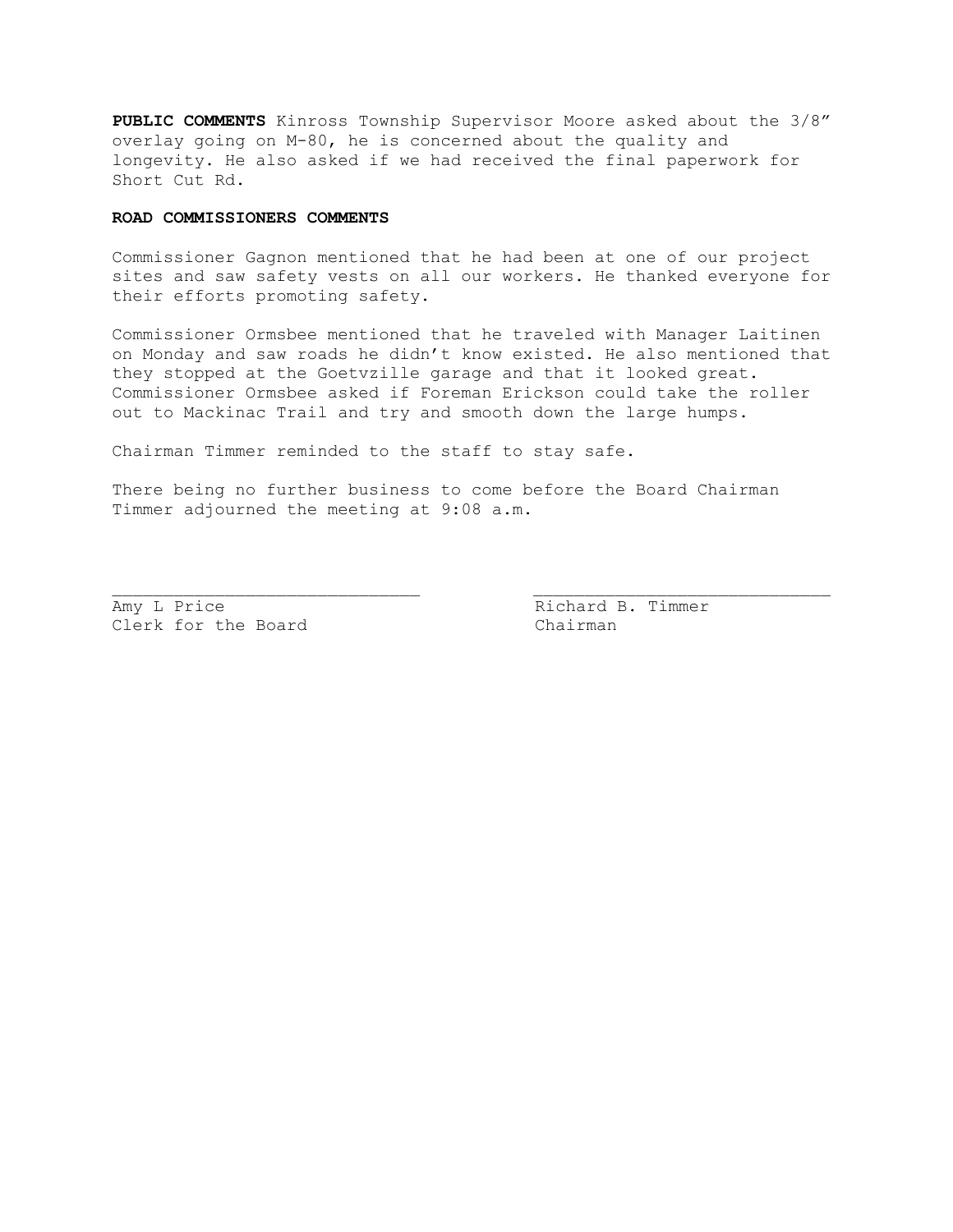**PUBLIC COMMENTS** Kinross Township Supervisor Moore asked about the 3/8" overlay going on M-80, he is concerned about the quality and longevity. He also asked if we had received the final paperwork for Short Cut Rd.

**ROAD COMMISSIONERS COMMENTS**

Commissioner Gagnon mentioned that he had been at one of our project sites and saw safety vests on all our workers. He thanked everyone for their efforts promoting safety.

Commissioner Ormsbee mentioned that he traveled with Manager Laitinen on Monday and saw roads he didn't know existed. He also mentioned that they stopped at the Goetvzille garage and that it looked great. Commissioner Ormsbee asked if Foreman Erickson could take the roller out to Mackinac Trail and try and smooth down the large humps.

Chairman Timmer reminded to the staff to stay safe.

There being no further business to come before the Board Chairman Timmer adjourned the meeting at 9:08 a.m.

______________________________
Amy L Price
Clerk for the Board

______________________________
Richard B. Timmer
Chairman